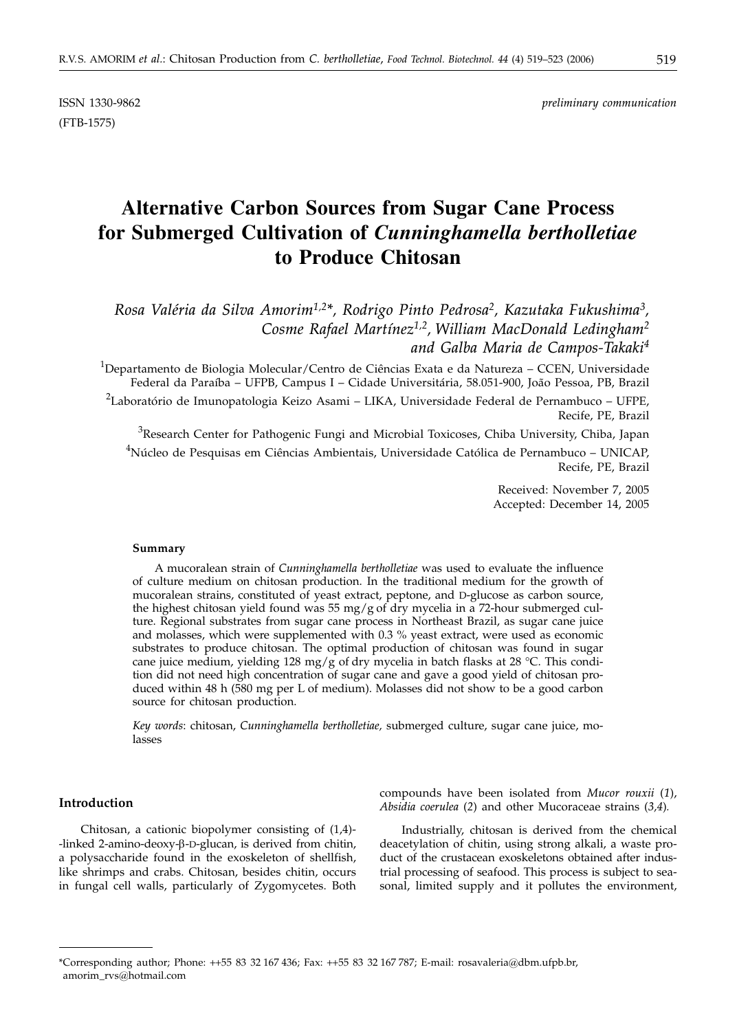ISSN 1330-9862 *preliminary communication*

(FTB-1575)

# Alternative Carbon Sources from Sugar Cane Process for Submerged Cultivation of *Cunninghamella bertholletiae* to Produce Chitosan

*Rosa Valéria da Silva Amorim[1,2]\*, Rodrigo Pinto Pedrosa[2], Kazutaka Fukushima[3], Cosme Rafael Martínez[1,2], William MacDonald Ledingham[2] and Galba Maria de Campos-Takaki[4]*

[1]Departamento de Biologia Molecular/Centro de Ciências Exata e da Natureza – CCEN, Universidade Federal da Paraíba – UFPB, Campus I – Cidade Universitária, 58.051-900, João Pessoa, PB, Brazil

[2]Laboratório de Imunopatologia Keizo Asami – LIKA, Universidade Federal de Pernambuco – UFPE, Recife, PE, Brazil

[3]Research Center for Pathogenic Fungi and Microbial Toxicoses, Chiba University, Chiba, Japan

[4]Núcleo de Pesquisas em Ciências Ambientais, Universidade Católica de Pernambuco – UNICAP, Recife, PE, Brazil

Received: November 7, 2005
Accepted: December 14, 2005

**Summary**

A mucoralean strain of *Cunninghamella bertholletiae* was used to evaluate the influence of culture medium on chitosan production. In the traditional medium for the growth of mucoralean strains, constituted of yeast extract, peptone, and D-glucose as carbon source, the highest chitosan yield found was 55 mg/g of dry mycelia in a 72-hour submerged culture. Regional substrates from sugar cane process in Northeast Brazil, as sugar cane juice and molasses, which were supplemented with 0.3 % yeast extract, were used as economic substrates to produce chitosan. The optimal production of chitosan was found in sugar cane juice medium, yielding 128 mg/g of dry mycelia in batch flasks at 28 °C. This condition did not need high concentration of sugar cane and gave a good yield of chitosan produced within 48 h (580 mg per L of medium). Molasses did not show to be a good carbon source for chitosan production.

*Key words*: chitosan, *Cunninghamella bertholletiae,* submerged culture, sugar cane juice, molasses

## Introduction

Chitosan, a cationic biopolymer consisting of (1,4)--linked 2-amino-deoxy-β-D-glucan, is derived from chitin, a polysaccharide found in the exoskeleton of shellfish, like shrimps and crabs. Chitosan, besides chitin, occurs in fungal cell walls, particularly of Zygomycetes. Both compounds have been isolated from *Mucor rouxii* (*1*), *Absidia coerulea* (*2*) and other Mucoraceae strains (*3,4*).

Industrially, chitosan is derived from the chemical deacetylation of chitin, using strong alkali, a waste product of the crustacean exoskeletons obtained after industrial processing of seafood. This process is subject to seasonal, limited supply and it pollutes the environment,

\*Corresponding author; Phone: ++55 83 32 167 436; Fax: ++55 83 32 167 787; E-mail: rosavaleria@dbm.ufpb.br, amorim_rvs@hotmail.com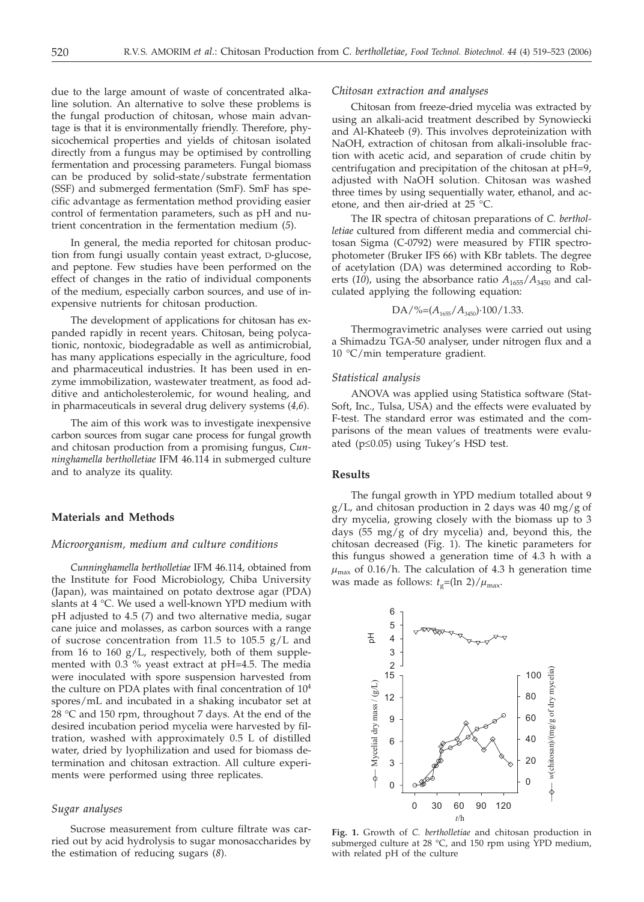due to the large amount of waste of concentrated alkaline solution. An alternative to solve these problems is the fungal production of chitosan, whose main advantage is that it is environmentally friendly. Therefore, physicochemical properties and yields of chitosan isolated directly from a fungus may be optimised by controlling fermentation and processing parameters. Fungal biomass can be produced by solid-state/substrate fermentation (SSF) and submerged fermentation (SmF). SmF has specific advantage as fermentation method providing easier control of fermentation parameters, such as pH and nutrient concentration in the fermentation medium (*5*).

In general, the media reported for chitosan production from fungi usually contain yeast extract, D-glucose, and peptone. Few studies have been performed on the effect of changes in the ratio of individual components of the medium, especially carbon sources, and use of inexpensive nutrients for chitosan production.

The development of applications for chitosan has expanded rapidly in recent years. Chitosan, being polycationic, nontoxic, biodegradable as well as antimicrobial, has many applications especially in the agriculture, food and pharmaceutical industries. It has been used in enzyme immobilization, wastewater treatment, as food additive and anticholesterolemic, for wound healing, and in pharmaceuticals in several drug delivery systems (*4,6*).

The aim of this work was to investigate inexpensive carbon sources from sugar cane process for fungal growth and chitosan production from a promising fungus, *Cunninghamella bertholletiae* IFM 46.114 in submerged culture and to analyze its quality.

## Materials and Methods

### *Microorganism, medium and culture conditions*

*Cunninghamella bertholletiae* IFM 46.114, obtained from the Institute for Food Microbiology, Chiba University (Japan), was maintained on potato dextrose agar (PDA) slants at 4 °C. We used a well-known YPD medium with pH adjusted to 4.5 (*7*) and two alternative media, sugar cane juice and molasses, as carbon sources with a range of sucrose concentration from 11.5 to 105.5 g/L and from 16 to 160 g/L, respectively, both of them supplemented with 0.3 % yeast extract at pH=4.5. The media were inoculated with spore suspension harvested from the culture on PDA plates with final concentration of $10^4$ spores/mL and incubated in a shaking incubator set at 28 °C and 150 rpm, throughout 7 days. At the end of the desired incubation period mycelia were harvested by filtration, washed with approximately 0.5 L of distilled water, dried by lyophilization and used for biomass determination and chitosan extraction. All culture experiments were performed using three replicates.

### *Sugar analyses*

Sucrose measurement from culture filtrate was carried out by acid hydrolysis to sugar monosaccharides by the estimation of reducing sugars (*8*).

### *Chitosan extraction and analyses*

Chitosan from freeze-dried mycelia was extracted by using an alkali-acid treatment described by Synowiecki and Al-Khateeb (*9*). This involves deproteinization with NaOH, extraction of chitosan from alkali-insoluble fraction with acetic acid, and separation of crude chitin by centrifugation and precipitation of the chitosan at pH=9, adjusted with NaOH solution. Chitosan was washed three times by using sequentially water, ethanol, and acetone, and then air-dried at 25 °C.

The IR spectra of chitosan preparations of *C. bertholletiae* cultured from different media and commercial chitosan Sigma (C-0792) were measured by FTIR spectrophotometer (Bruker IFS 66) with KBr tablets. The degree of acetylation (DA) was determined according to Roberts (*10*), using the absorbance ratio $A_{1655}/A_{3450}$ and calculated applying the following equation:

$$DA/\%=(A_{1655}/A_{3450})\cdot 100/1.33.$$

Thermogravimetric analyses were carried out using a Shimadzu TGA-50 analyser, under nitrogen flux and a 10 °C/min temperature gradient.

### *Statistical analysis*

ANOVA was applied using Statistica software (StatSoft, Inc., Tulsa, USA) and the effects were evaluated by F-test. The standard error was estimated and the comparisons of the mean values of treatments were evaluated ($p\leq 0.05$) using Tukey's HSD test.

## Results

The fungal growth in YPD medium totalled about 9 g/L, and chitosan production in 2 days was 40 mg/g of dry mycelia, growing closely with the biomass up to 3 days (55 mg/g of dry mycelia) and, beyond this, the chitosan decreased (Fig. 1). The kinetic parameters for this fungus showed a generation time of 4.3 h with a $\mu_{max}$ of 0.16/h. The calculation of 4.3 h generation time was made as follows: $t_g=(\ln 2)/\mu_{max}$.

**Fig. 1.** Growth of *C. bertholletiae* and chitosan production in submerged culture at 28 °C, and 150 rpm using YPD medium, with related pH of the culture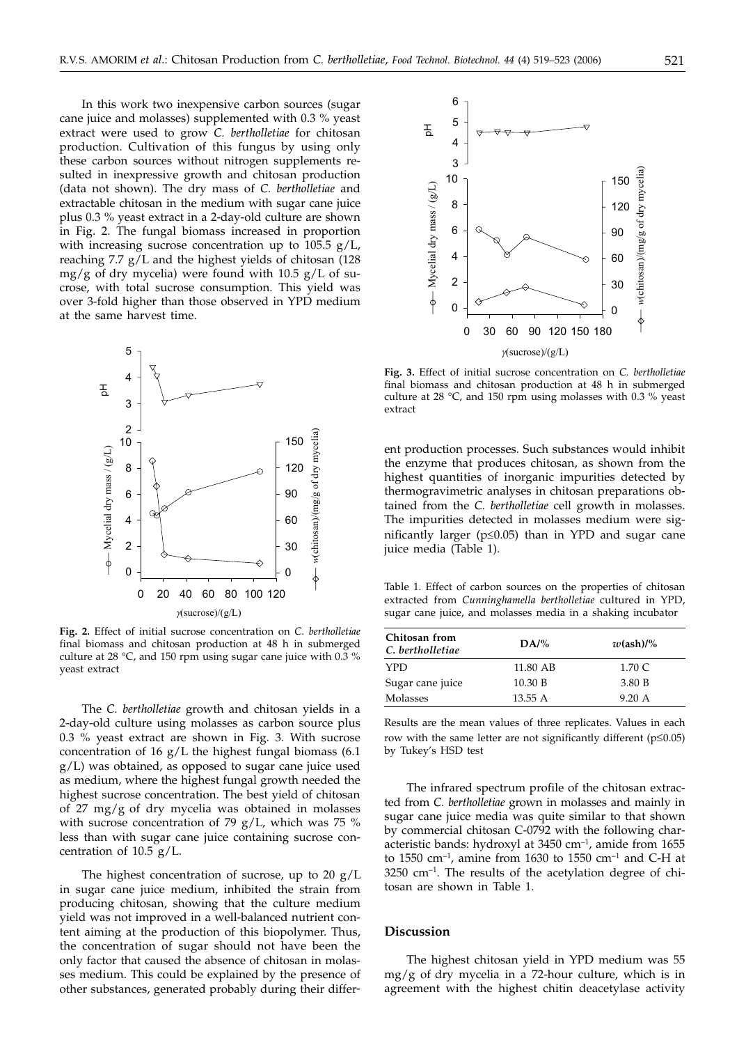In this work two inexpensive carbon sources (sugar cane juice and molasses) supplemented with 0.3 % yeast extract were used to grow *C. bertholletiae* for chitosan production. Cultivation of this fungus by using only these carbon sources without nitrogen supplements resulted in inexpressive growth and chitosan production (data not shown). The dry mass of *C. bertholletiae* and extractable chitosan in the medium with sugar cane juice plus 0.3 % yeast extract in a 2-day-old culture are shown in Fig. 2. The fungal biomass increased in proportion with increasing sucrose concentration up to 105.5 g/L, reaching 7.7 g/L and the highest yields of chitosan (128 mg/g of dry mycelia) were found with 10.5 g/L of sucrose, with total sucrose consumption. This yield was over 3-fold higher than those observed in YPD medium at the same harvest time.

**Fig. 2.** Effect of initial sucrose concentration on *C. bertholletiae* final biomass and chitosan production at 48 h in submerged culture at 28 °C, and 150 rpm using sugar cane juice with 0.3 % yeast extract

The *C. bertholletiae* growth and chitosan yields in a 2-day-old culture using molasses as carbon source plus 0.3 % yeast extract are shown in Fig. 3. With sucrose concentration of 16 g/L the highest fungal biomass (6.1 g/L) was obtained, as opposed to sugar cane juice used as medium, where the highest fungal growth needed the highest sucrose concentration. The best yield of chitosan of 27 mg/g of dry mycelia was obtained in molasses with sucrose concentration of 79 g/L, which was 75 % less than with sugar cane juice containing sucrose concentration of 10.5 g/L.

The highest concentration of sucrose, up to 20 g/L in sugar cane juice medium, inhibited the strain from producing chitosan, showing that the culture medium yield was not improved in a well-balanced nutrient content aiming at the production of this biopolymer. Thus, the concentration of sugar should not have been the only factor that caused the absence of chitosan in molasses medium. This could be explained by the presence of other substances, generated probably during their different production processes. Such substances would inhibit the enzyme that produces chitosan, as shown from the highest quantities of inorganic impurities detected by thermogravimetric analyses in chitosan preparations obtained from the *C. bertholletiae* cell growth in molasses. The impurities detected in molasses medium were significantly larger ($p \leq 0.05$) than in YPD and sugar cane juice media (Table 1).

**Fig. 3.** Effect of initial sucrose concentration on *C. bertholletiae* final biomass and chitosan production at 48 h in submerged culture at 28 °C, and 150 rpm using molasses with 0.3 % yeast extract

Table 1. Effect of carbon sources on the properties of chitosan extracted from *Cunninghamella bertholletiae* cultured in YPD, sugar cane juice, and molasses media in a shaking incubator

| Chitosan from *C. bertholletiae* | DA/% | $w$(ash)/% |
|---|---|---|
| YPD | 11.80 AB | 1.70 C |
| Sugar cane juice | 10.30 B | 3.80 B |
| Molasses | 13.55 A | 9.20 A |

Results are the mean values of three replicates. Values in each row with the same letter are not significantly different ($p \leq 0.05$) by Tukey's HSD test

The infrared spectrum profile of the chitosan extracted from *C. bertholletiae* grown in molasses and mainly in sugar cane juice media was quite similar to that shown by commercial chitosan C-0792 with the following characteristic bands: hydroxyl at 3450 cm$^{-1}$, amide from 1655 to 1550 cm$^{-1}$, amine from 1630 to 1550 cm$^{-1}$ and C-H at 3250 cm$^{-1}$. The results of the acetylation degree of chitosan are shown in Table 1.

## Discussion

The highest chitosan yield in YPD medium was 55 mg/g of dry mycelia in a 72-hour culture, which is in agreement with the highest chitin deacetylase activity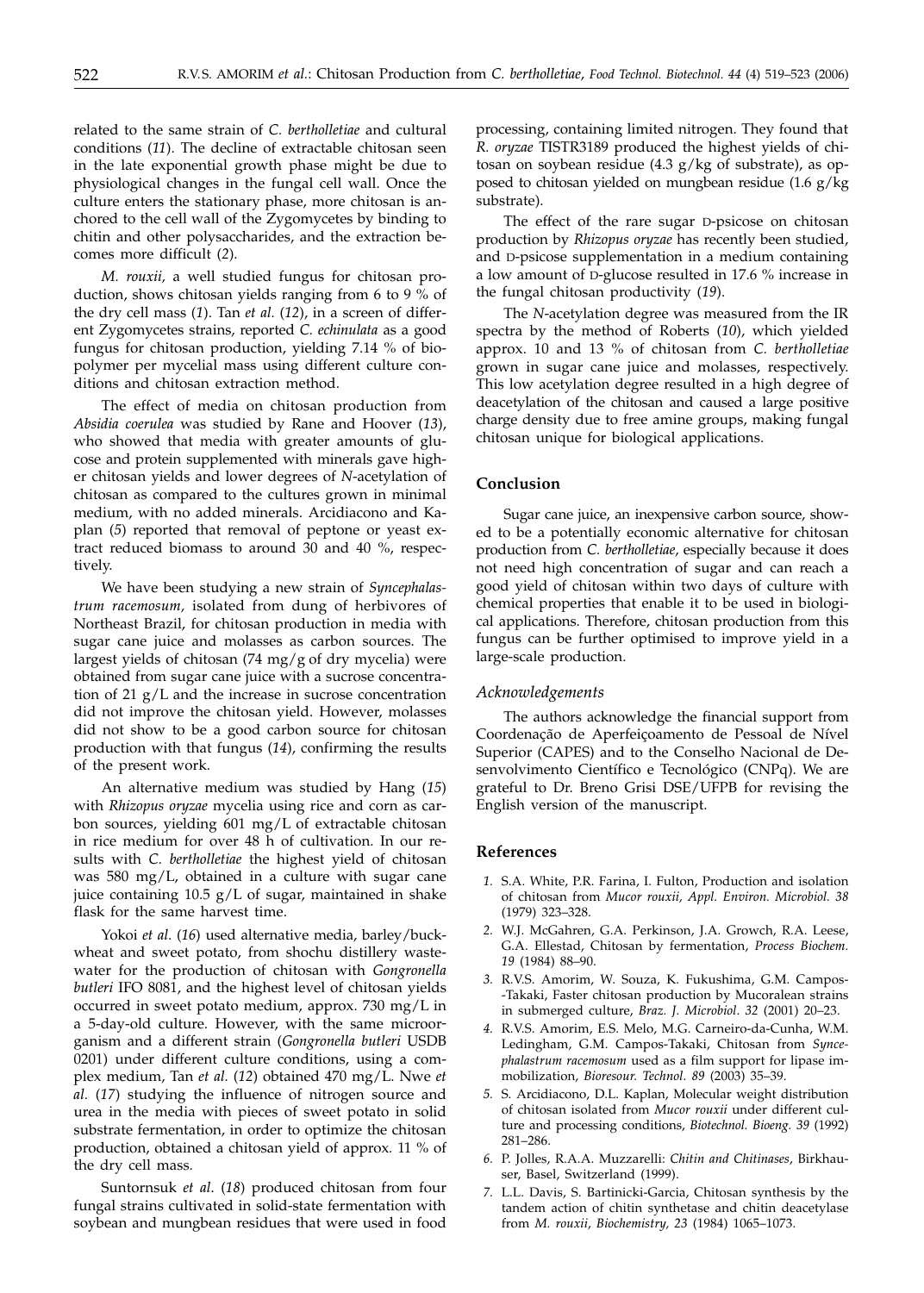related to the same strain of *C. bertholletiae* and cultural conditions (*11*). The decline of extractable chitosan seen in the late exponential growth phase might be due to physiological changes in the fungal cell wall. Once the culture enters the stationary phase, more chitosan is anchored to the cell wall of the Zygomycetes by binding to chitin and other polysaccharides, and the extraction becomes more difficult (*2*).

*M. rouxii*, a well studied fungus for chitosan production, shows chitosan yields ranging from 6 to 9 % of the dry cell mass (*1*). Tan *et al.* (*12*), in a screen of different Zygomycetes strains, reported *C. echinulata* as a good fungus for chitosan production, yielding 7.14 % of biopolymer per mycelial mass using different culture conditions and chitosan extraction method.

The effect of media on chitosan production from *Absidia coerulea* was studied by Rane and Hoover (*13*), who showed that media with greater amounts of glucose and protein supplemented with minerals gave higher chitosan yields and lower degrees of *N*-acetylation of chitosan as compared to the cultures grown in minimal medium, with no added minerals. Arcidiacono and Kaplan (*5*) reported that removal of peptone or yeast extract reduced biomass to around 30 and 40 %, respectively.

We have been studying a new strain of *Syncephalastrum racemosum*, isolated from dung of herbivores of Northeast Brazil, for chitosan production in media with sugar cane juice and molasses as carbon sources. The largest yields of chitosan (74 mg/g of dry mycelia) were obtained from sugar cane juice with a sucrose concentration of 21 g/L and the increase in sucrose concentration did not improve the chitosan yield. However, molasses did not show to be a good carbon source for chitosan production with that fungus (*14*), confirming the results of the present work.

An alternative medium was studied by Hang (*15*) with *Rhizopus oryzae* mycelia using rice and corn as carbon sources, yielding 601 mg/L of extractable chitosan in rice medium for over 48 h of cultivation. In our results with *C. bertholletiae* the highest yield of chitosan was 580 mg/L, obtained in a culture with sugar cane juice containing 10.5 g/L of sugar, maintained in shake flask for the same harvest time.

Yokoi *et al.* (*16*) used alternative media, barley/buckwheat and sweet potato, from shochu distillery wastewater for the production of chitosan with *Gongronella butleri* IFO 8081, and the highest level of chitosan yields occurred in sweet potato medium, approx. 730 mg/L in a 5-day-old culture. However, with the same microorganism and a different strain (*Gongronella butleri* USDB 0201) under different culture conditions, using a complex medium, Tan *et al.* (*12*) obtained 470 mg/L. Nwe *et al.* (*17*) studying the influence of nitrogen source and urea in the media with pieces of sweet potato in solid substrate fermentation, in order to optimize the chitosan production, obtained a chitosan yield of approx. 11 % of the dry cell mass.

Suntornsuk *et al.* (*18*) produced chitosan from four fungal strains cultivated in solid-state fermentation with soybean and mungbean residues that were used in food processing, containing limited nitrogen. They found that *R. oryzae* TISTR3189 produced the highest yields of chitosan on soybean residue (4.3 g/kg of substrate), as opposed to chitosan yielded on mungbean residue (1.6 g/kg substrate).

The effect of the rare sugar D-psicose on chitosan production by *Rhizopus oryzae* has recently been studied, and D-psicose supplementation in a medium containing a low amount of D-glucose resulted in 17.6 % increase in the fungal chitosan productivity (*19*).

The *N*-acetylation degree was measured from the IR spectra by the method of Roberts (*10*), which yielded approx. 10 and 13 % of chitosan from *C. bertholletiae* grown in sugar cane juice and molasses, respectively. This low acetylation degree resulted in a high degree of deacetylation of the chitosan and caused a large positive charge density due to free amine groups, making fungal chitosan unique for biological applications.

## Conclusion

Sugar cane juice, an inexpensive carbon source, showed to be a potentially economic alternative for chitosan production from *C. bertholletiae*, especially because it does not need high concentration of sugar and can reach a good yield of chitosan within two days of culture with chemical properties that enable it to be used in biological applications. Therefore, chitosan production from this fungus can be further optimised to improve yield in a large-scale production.

### *Acknowledgements*

The authors acknowledge the financial support from Coordenação de Aperfeiçoamento de Pessoal de Nível Superior (CAPES) and to the Conselho Nacional de Desenvolvimento Científico e Tecnológico (CNPq). We are grateful to Dr. Breno Grisi DSE/UFPB for revising the English version of the manuscript.

## References

1. S.A. White, P.R. Farina, I. Fulton, Production and isolation of chitosan from *Mucor rouxii*, *Appl. Environ. Microbiol. 38* (1979) 323–328.
2. W.J. McGahren, G.A. Perkinson, J.A. Growch, R.A. Leese, G.A. Ellestad, Chitosan by fermentation, *Process Biochem. 19* (1984) 88–90.
3. R.V.S. Amorim, W. Souza, K. Fukushima, G.M. Campos-Takaki, Faster chitosan production by Mucoralean strains in submerged culture, *Braz. J. Microbiol. 32* (2001) 20–23.
4. R.V.S. Amorim, E.S. Melo, M.G. Carneiro-da-Cunha, W.M. Ledingham, G.M. Campos-Takaki, Chitosan from *Syncephalastrum racemosum* used as a film support for lipase immobilization, *Bioresour. Technol. 89* (2003) 35–39.
5. S. Arcidiacono, D.L. Kaplan, Molecular weight distribution of chitosan isolated from *Mucor rouxii* under different culture and processing conditions, *Biotechnol. Bioeng. 39* (1992) 281–286.
6. P. Jolles, R.A.A. Muzzarelli: *Chitin and Chitinases*, Birkhauser, Basel, Switzerland (1999).
7. L.L. Davis, S. Bartinicki-Garcia, Chitosan synthesis by the tandem action of chitin synthetase and chitin deacetylase from *M. rouxii*, *Biochemistry, 23* (1984) 1065–1073.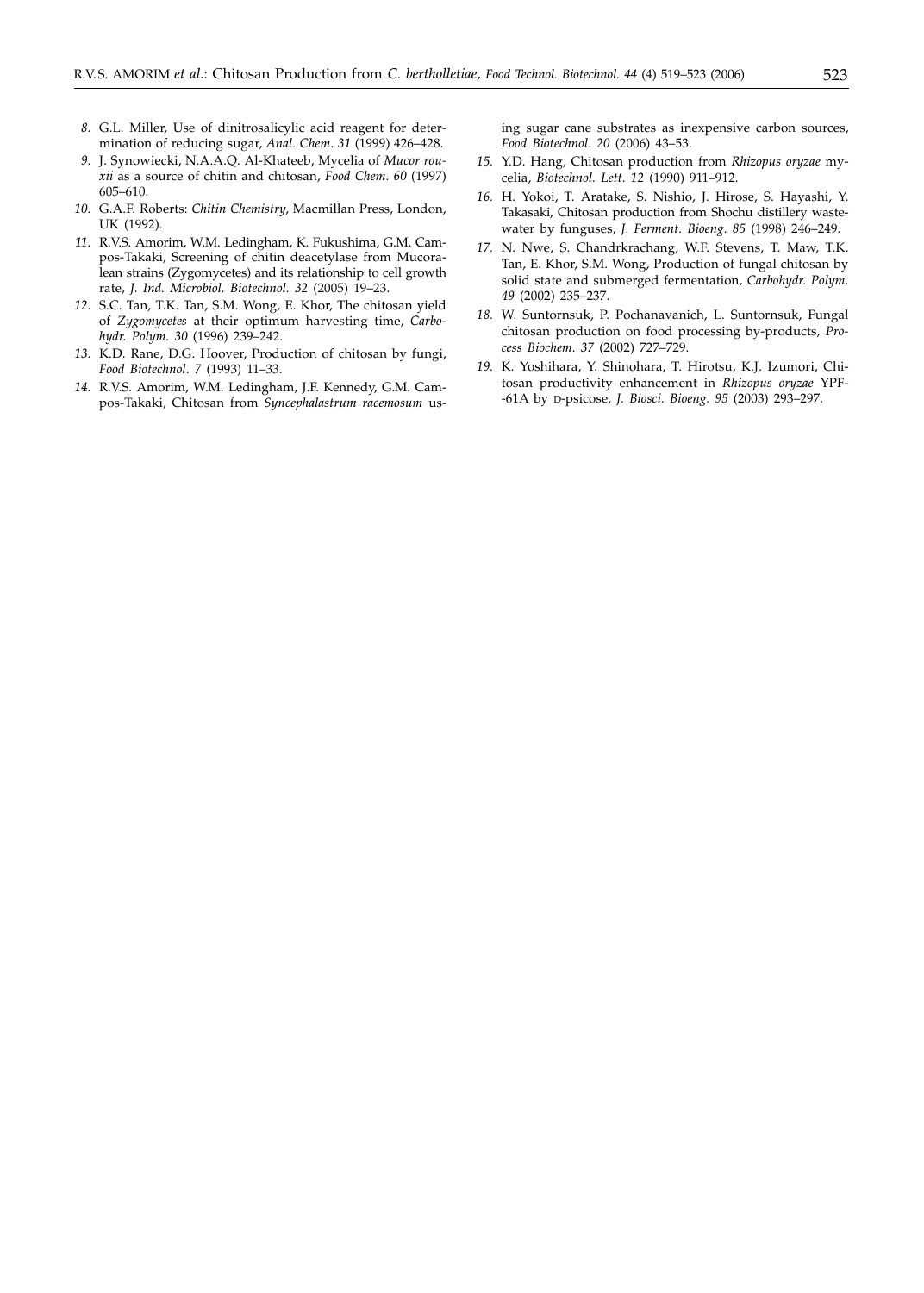8. G.L. Miller, Use of dinitrosalicylic acid reagent for determination of reducing sugar, *Anal. Chem. 31* (1999) 426–428.
9. J. Synowiecki, N.A.A.Q. Al-Khateeb, Mycelia of *Mucor rouxii* as a source of chitin and chitosan, *Food Chem. 60* (1997) 605–610.
10. G.A.F. Roberts: *Chitin Chemistry*, Macmillan Press, London, UK (1992).
11. R.V.S. Amorim, W.M. Ledingham, K. Fukushima, G.M. Campos-Takaki, Screening of chitin deacetylase from Mucoralean strains (Zygomycetes) and its relationship to cell growth rate, *J. Ind. Microbiol. Biotechnol. 32* (2005) 19–23.
12. S.C. Tan, T.K. Tan, S.M. Wong, E. Khor, The chitosan yield of *Zygomycetes* at their optimum harvesting time, *Carbohydr. Polym. 30* (1996) 239–242.
13. K.D. Rane, D.G. Hoover, Production of chitosan by fungi, *Food Biotechnol. 7* (1993) 11–33.
14. R.V.S. Amorim, W.M. Ledingham, J.F. Kennedy, G.M. Campos-Takaki, Chitosan from *Syncephalastrum racemosum* using sugar cane substrates as inexpensive carbon sources, *Food Biotechnol. 20* (2006) 43–53.
15. Y.D. Hang, Chitosan production from *Rhizopus oryzae* mycelia, *Biotechnol. Lett. 12* (1990) 911–912.
16. H. Yokoi, T. Aratake, S. Nishio, J. Hirose, S. Hayashi, Y. Takasaki, Chitosan production from Shochu distillery wastewater by funguses, *J. Ferment. Bioeng. 85* (1998) 246–249.
17. N. Nwe, S. Chandrkrachang, W.F. Stevens, T. Maw, T.K. Tan, E. Khor, S.M. Wong, Production of fungal chitosan by solid state and submerged fermentation, *Carbohydr. Polym. 49* (2002) 235–237.
18. W. Suntornsuk, P. Pochanavanich, L. Suntornsuk, Fungal chitosan production on food processing by-products, *Process Biochem. 37* (2002) 727–729.
19. K. Yoshihara, Y. Shinohara, T. Hirotsu, K.J. Izumori, Chitosan productivity enhancement in *Rhizopus oryzae* YPF-61A by D-psicose, *J. Biosci. Bioeng. 95* (2003) 293–297.